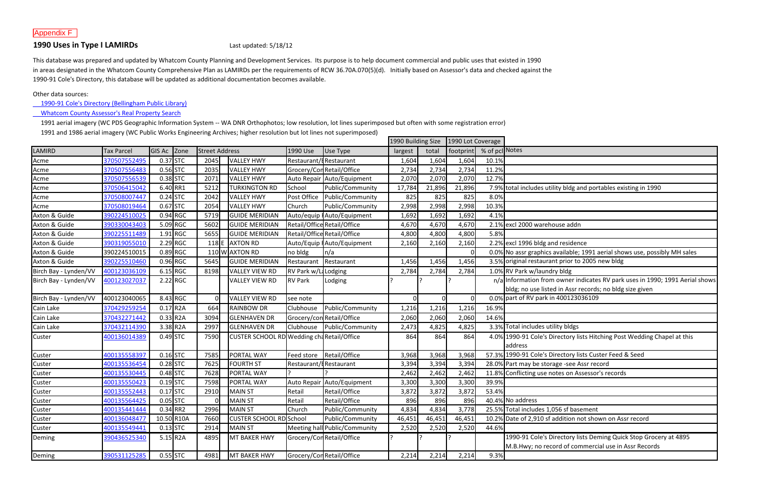Appendix F

## 1990 Uses in Type I LAMIRDs

Last updated: 5/18/12

This database was prepared and updated by Whatcom County Planning and Development Services. Its purpose is to help document commercial and public uses that existed in 1990 in areas designated in the Whatcom County Comprehensive Plan as LAMIRDs per the requirements of RCW 36.70A.070(5)(d). Initially based on Assessor's data and checked against the 1990-91 Cole's Directory, this database will be updated as additional documentation becomes available.

Other data sources:

1990-91 Cole's Directory (Bellingham Public Library)

Whatcom County Assessor's Real Property Search

1991 aerial imagery (WC PDS Geographic Information System -- WA DNR Orthophotos; low resolution, lot lines superimposed but often with some registration error)

1991 and 1986 aerial imagery (WC Public Works Engineering Archives; higher resolution but lot lines not superimposed)

| | | | | | | | | 1990 Building Size | | 1990 Lot Coverage | | |
|---|---|---|---|---|---|---|---|---|---|---|---|---|
| LAMIRD | Tax Parcel | GIS Ac | Zone | Street Address | | 1990 Use | Use Type | largest | total | footprint | % of pcl | Notes |
| Acme | 370507552495 | 0.37 | STC | 2045 | VALLEY HWY | Restaurant/Bar | Restaurant | 1,604 | 1,604 | 1,604 | 10.1% | |
| Acme | 370507556483 | 0.56 | STC | 2035 | VALLEY HWY | Grocery/Conv | Retail/Office | 2,734 | 2,734 | 2,734 | 11.2% | |
| Acme | 370507556539 | 0.38 | STC | 2071 | VALLEY HWY | Auto Repair | Auto/Equipment | 2,070 | 2,070 | 2,070 | 12.7% | |
| Acme | 370506415042 | 6.40 | RR1 | 5212 | TURKINGTON RD | School | Public/Community | 17,784 | 21,896 | 21,896 | 7.9% | total includes utility bldg and portables existing in 1990 |
| Acme | 370508007447 | 0.24 | STC | 2042 | VALLEY HWY | Post Office | Public/Community | 825 | 825 | 825 | 8.0% | |
| Acme | 370508019464 | 0.67 | STC | 2054 | VALLEY HWY | Church | Public/Community | 2,998 | 2,998 | 2,998 | 10.3% | |
| Axton & Guide | 390224510025 | 0.94 | RGC | 5719 | GUIDE MERIDIAN | Auto/equip | Auto/Equipment | 1,692 | 1,692 | 1,692 | 4.1% | |
| Axton & Guide | 390330043403 | 5.09 | RGC | 5602 | GUIDE MERIDIAN | Retail/Office | Retail/Office | 4,670 | 4,670 | 4,670 | 2.1% | excl 2000 warehouse addn |
| Axton & Guide | 390225511489 | 1.91 | RGC | 5655 | GUIDE MERIDIAN | Retail/Office | Retail/Office | 4,800 | 4,800 | 4,800 | 5.8% | |
| Axton & Guide | 390319055010 | 2.29 | RGC | 118 E | AXTON RD | Auto/Equip | Auto/Equipment | 2,160 | 2,160 | 2,160 | 2.2% | excl 1996 bldg and residence |
| Axton & Guide | 390224510015 | 0.89 | RGC | 110 W | AXTON RD | no bldg | n/a | | | 0 | 0.0% | No assr graphics available; 1991 aerial shows use, possibly MH sales |
| Axton & Guide | 390225510460 | 0.96 | RGC | 5645 | GUIDE MERIDIAN | Restaurant | Restaurant | 1,456 | 1,456 | 1,456 | 3.5% | original restaurant prior to 2005 new bldg |
| Birch Bay - Lynden/VV | 400123036109 | 6.15 | RGC | 8198 | VALLEY VIEW RD | RV Park w/L | Lodging | 2,784 | 2,784 | 2,784 | 1.0% | RV Park w/laundry bldg |
| Birch Bay - Lynden/VV | 400123027037 | 2.22 | RGC | | VALLEY VIEW RD | RV Park | Lodging | ? | ? | ? | n/a | Information from owner indicates RV park uses in 1990; 1991 Aerial shows bldg; no use listed in Assr records; no bldg size given |
| Birch Bay - Lynden/VV | 400123040065 | 8.43 | RGC | 0 | VALLEY VIEW RD | see note | | 0 | 0 | 0 | 0.0% | part of RV park in 400123036109 |
| Cain Lake | 370429259254 | 0.17 | R2A | 664 | RAINBOW DR | Clubhouse | Public/Community | 1,216 | 1,216 | 1,216 | 16.9% | |
| Cain Lake | 370432271442 | 0.33 | R2A | 3094 | GLENHAVEN DR | Grocery/con | Retail/Office | 2,060 | 2,060 | 2,060 | 14.6% | |
| Cain Lake | 370432114390 | 3.38 | R2A | 2997 | GLENHAVEN DR | Clubhouse | Public/Community | 2,473 | 4,825 | 4,825 | 3.3% | Total includes utility bldgs |
| Custer | 400136014389 | 0.49 | STC | 7590 | CUSTER SCHOOL RD | Wedding cha | Retail/Office | 864 | 864 | 864 | 4.0% | 1990-91 Cole's Directory lists Hitching Post Wedding Chapel at this address |
| Custer | 400135558397 | 0.16 | STC | 7585 | PORTAL WAY | Feed store | Retail/Office | 3,968 | 3,968 | 3,968 | 57.3% | 1990-91 Cole's Directory lists Custer Feed & Seed |
| Custer | 400135536454 | 0.28 | STC | 7625 | FOURTH ST | Restaurant/B | Restaurant | 3,394 | 3,394 | 3,394 | 28.0% | Part may be storage -see Assr record |
| Custer | 400135530445 | 0.48 | STC | 7628 | PORTAL WAY | ? | ? | 2,462 | 2,462 | 2,462 | 11.8% | Conflicting use notes on Assessor's records |
| Custer | 400135550423 | 0.19 | STC | 7598 | PORTAL WAY | Auto Repair | Auto/Equipment | 3,300 | 3,300 | 3,300 | 39.9% | |
| Custer | 400135552443 | 0.17 | STC | 2910 | MAIN ST | Retail | Retail/Office | 3,872 | 3,872 | 3,872 | 53.4% | |
| Custer | 400135564425 | 0.05 | STC | 0 | MAIN ST | Retail | Retail/Office | 896 | 896 | 896 | 40.4% | No address |
| Custer | 400135441444 | 0.34 | RR2 | 2996 | MAIN ST | Church | Public/Community | 4,834 | 4,834 | 3,778 | 25.5% | Total includes 1,056 sf basement |
| Custer | 400136048477 | 10.50 | R10A | 7660 | CUSTER SCHOOL RD | School | Public/Community | 46,451 | 46,451 | 46,451 | 10.2% | Date of 2,910 sf addition not shown on Assr record |
| Custer | 400135549441 | 0.13 | STC | 2914 | MAIN ST | Meeting hall | Public/Community | 2,520 | 2,520 | 2,520 | 44.6% | |
| Deming | 390436525340 | 5.15 | R2A | 4895 | MT BAKER HWY | Grocery/Con | Retail/Office | ? | ? | ? | | 1990-91 Cole's Directory lists Deming Quick Stop Grocery at 4895 M.B.Hwy; no record of commercial use in Assr Records |
| Deming | 390531125285 | 0.55 | STC | 4981 | MT BAKER HWY | Grocery/Con | Retail/Office | 2,214 | 2,214 | 2,214 | 9.3% | |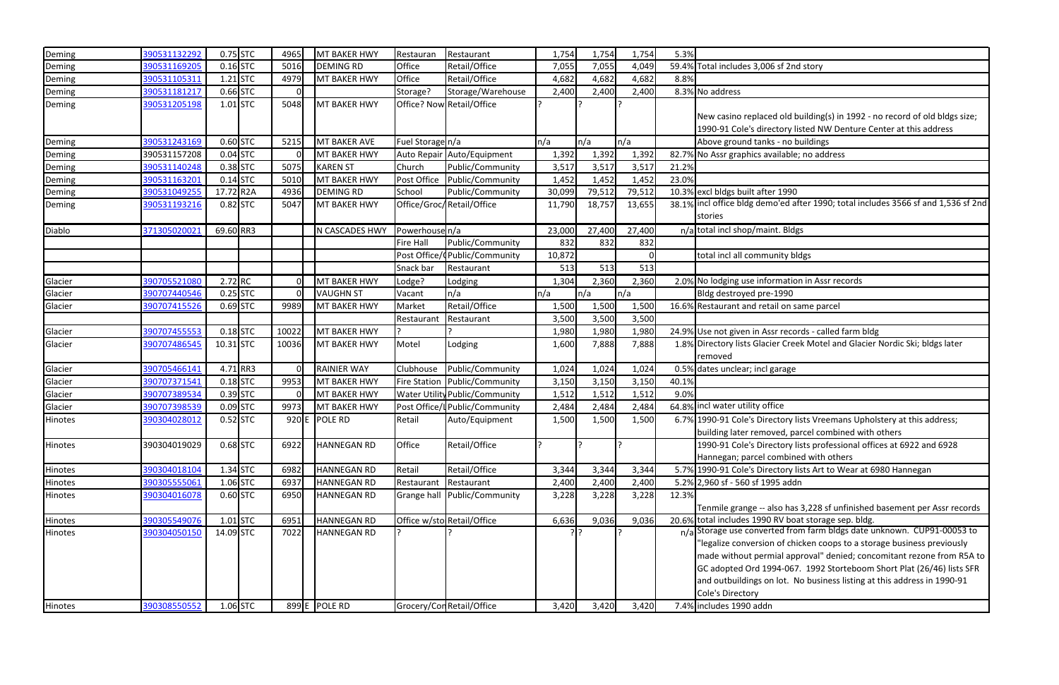| | | | | | | | | | | | | | |
|---|---|---|---|---|---|---|---|---|---|---|---|---|---|
| Deming | 390531132292 | 0.75 | STC | 4965 | | MT BAKER HWY | Restauran | Restaurant | 1,754 | 1,754 | 1,754 | 5.3% | |
| Deming | 390531169205 | 0.16 | STC | 5016 | | DEMING RD | Office | Retail/Office | 7,055 | 7,055 | 4,049 | 59.4% | Total includes 3,006 sf 2nd story |
| Deming | 390531105311 | 1.21 | STC | 4979 | | MT BAKER HWY | Office | Retail/Office | 4,682 | 4,682 | 4,682 | 8.8% | |
| Deming | 390531181217 | 0.66 | STC | 0 | | | Storage? | Storage/Warehouse | 2,400 | 2,400 | 2,400 | 8.3% | No address |
| Deming | 390531205198 | 1.01 | STC | 5048 | | MT BAKER HWY | Office? Now | Retail/Office | ? | ? | ? | | New casino replaced old building(s) in 1992 - no record of old bldgs size; 1990-91 Cole's directory listed NW Denture Center at this address |
| Deming | 390531243169 | 0.60 | STC | 5215 | | MT BAKER AVE | Fuel Storage | n/a | n/a | n/a | n/a | | Above ground tanks - no buildings |
| Deming | 390531157208 | 0.04 | STC | 0 | | MT BAKER HWY | Auto Repair | Auto/Equipment | 1,392 | 1,392 | 1,392 | 82.7% | No Assr graphics available; no address |
| Deming | 390531140248 | 0.38 | STC | 5075 | | KAREN ST | Church | Public/Community | 3,517 | 3,517 | 3,517 | 21.2% | |
| Deming | 390531163201 | 0.14 | STC | 5010 | | MT BAKER HWY | Post Office | Public/Community | 1,452 | 1,452 | 1,452 | 23.0% | |
| Deming | 390531049255 | 17.72 | R2A | 4936 | | DEMING RD | School | Public/Community | 30,099 | 79,512 | 79,512 | 10.3% | excl bldgs built after 1990 |
| Deming | 390531193216 | 0.82 | STC | 5047 | | MT BAKER HWY | Office/Groc/ | Retail/Office | 11,790 | 18,757 | 13,655 | 38.1% | incl office bldg demo'ed after 1990; total includes 3566 sf and 1,536 sf 2nd stories |
| Diablo | 371305020021 | 69.60 | RR3 | | | N CASCADES HWY | Powerhouse | n/a | 23,000 | 27,400 | 27,400 | n/a | total incl shop/maint. Bldgs |
| | | | | | | | Fire Hall | Public/Community | 832 | 832 | 832 | | |
| | | | | | | | Post Office/( | Public/Community | 10,872 | | 0 | | total incl all community bldgs |
| | | | | | | | Snack bar | Restaurant | 513 | 513 | 513 | | |
| Glacier | 390705521080 | 2.72 | RC | 0 | | MT BAKER HWY | Lodge? | Lodging | 1,304 | 2,360 | 2,360 | 2.0% | No lodging use information in Assr records |
| Glacier | 390707440546 | 0.25 | STC | 0 | | VAUGHN ST | Vacant | n/a | n/a | n/a | n/a | | Bldg destroyed pre-1990 |
| Glacier | 390707415526 | 0.69 | STC | 9989 | | MT BAKER HWY | Market | Retail/Office | 1,500 | 1,500 | 1,500 | 16.6% | Restaurant and retail on same parcel |
| | | | | | | | Restaurant | Restaurant | 3,500 | 3,500 | 3,500 | | |
| Glacier | 390707455553 | 0.18 | STC | 10022 | | MT BAKER HWY | ? | ? | 1,980 | 1,980 | 1,980 | 24.9% | Use not given in Assr records - called farm bldg |
| Glacier | 390707486545 | 10.31 | STC | 10036 | | MT BAKER HWY | Motel | Lodging | 1,600 | 7,888 | 7,888 | 1.8% | Directory lists Glacier Creek Motel and Glacier Nordic Ski; bldgs later removed |
| Glacier | 390705466141 | 4.71 | RR3 | 0 | | RAINIER WAY | Clubhouse | Public/Community | 1,024 | 1,024 | 1,024 | 0.5% | dates unclear; incl garage |
| Glacier | 390707371541 | 0.18 | STC | 9953 | | MT BAKER HWY | Fire Station | Public/Community | 3,150 | 3,150 | 3,150 | 40.1% | |
| Glacier | 390707389534 | 0.39 | STC | 0 | | MT BAKER HWY | Water Utility | Public/Community | 1,512 | 1,512 | 1,512 | 9.0% | |
| Glacier | 390707398539 | 0.09 | STC | 9973 | | MT BAKER HWY | Post Office/L | Public/Community | 2,484 | 2,484 | 2,484 | 64.8% | incl water utility office |
| Hinotes | 390304028012 | 0.52 | STC | 920 | E | POLE RD | Retail | Auto/Equipment | 1,500 | 1,500 | 1,500 | 6.7% | 1990-91 Cole's Directory lists Vreemans Upholstery at this address; building later removed, parcel combined with others |
| Hinotes | 390304019029 | 0.68 | STC | 6922 | | HANNEGAN RD | Office | Retail/Office | ? | ? | ? | | 1990-91 Cole's Directory lists professional offices at 6922 and 6928 Hannegan; parcel combined with others |
| Hinotes | 390304018104 | 1.34 | STC | 6982 | | HANNEGAN RD | Retail | Retail/Office | 3,344 | 3,344 | 3,344 | 5.7% | 1990-91 Cole's Directory lists Art to Wear at 6980 Hannegan |
| Hinotes | 390305555061 | 1.06 | STC | 6937 | | HANNEGAN RD | Restaurant | Restaurant | 2,400 | 2,400 | 2,400 | 5.2% | 2,960 sf - 560 sf 1995 addn |
| Hinotes | 390304016078 | 0.60 | STC | 6950 | | HANNEGAN RD | Grange hall | Public/Community | 3,228 | 3,228 | 3,228 | 12.3% | Tenmile grange -- also has 3,228 sf unfinished basement per Assr records |
| Hinotes | 390305549076 | 1.01 | STC | 6951 | | HANNEGAN RD | Office w/sto | Retail/Office | 6,636 | 9,036 | 9,036 | 20.6% | total includes 1990 RV boat storage sep. bldg. |
| Hinotes | 390304050150 | 14.09 | STC | 7022 | | HANNEGAN RD | ? | ? | ? | ? | ? | n/a | Storage use converted from farm bldgs date unknown. CUP91-00053 to "legalize conversion of chicken coops to a storage business previously made without permial approval" denied; concomitant rezone from R5A to GC adopted Ord 1994-067. 1992 Sorteboom Short Plat (26/46) lists SFR and outbuildings on lot. No business listing at this address in 1990-91 Cole's Directory |
| Hinotes | 390308550552 | 1.06 | STC | 899 | E | POLE RD | Grocery/Con | Retail/Office | 3,420 | 3,420 | 3,420 | 7.4% | includes 1990 addn |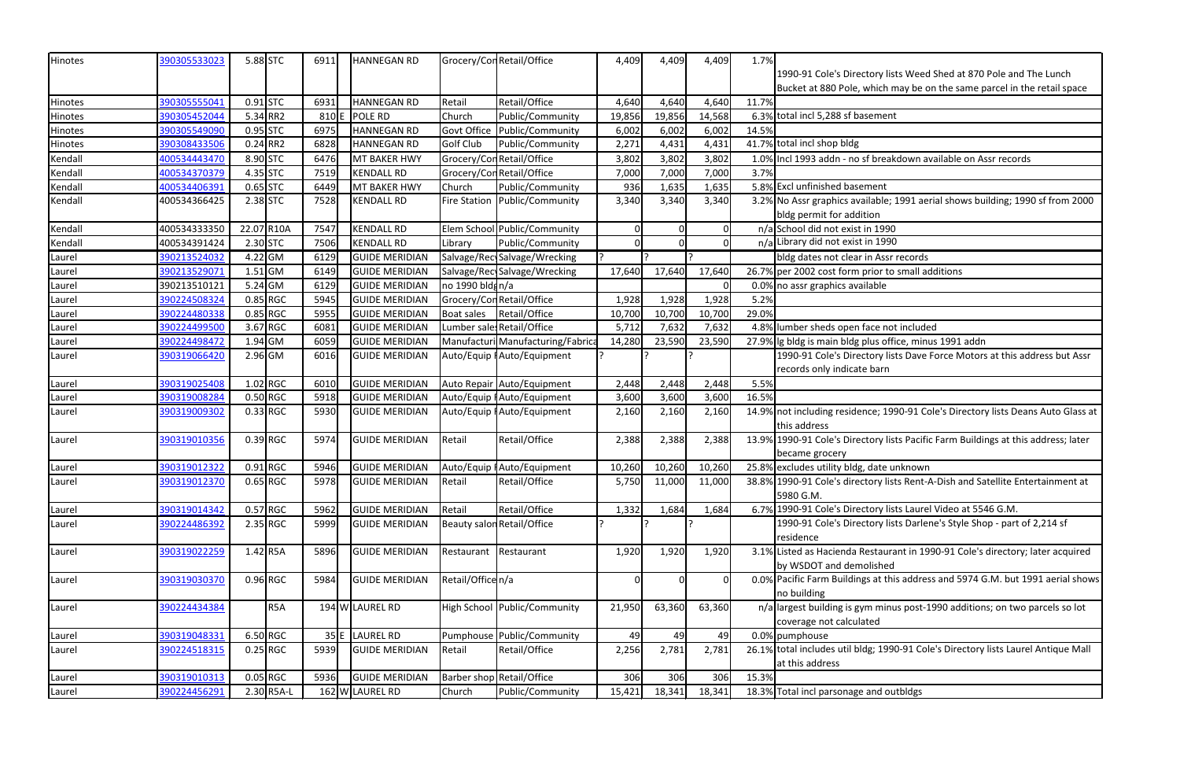| Hinotes | 390305533023 | 5.88 | STC | 6911 | | HANNEGAN RD | Grocery/Con | Retail/Office | 4,409 | 4,409 | 4,409 | 1.7% | 1990-91 Cole's Directory lists Weed Shed at 870 Pole and The Lunch Bucket at 880 Pole, which may be on the same parcel in the retail space |
|---|---|---|---|---|---|---|---|---|---|---|---|---|---|
| Hinotes | 390305555041 | 0.91 | STC | 6931 | | HANNEGAN RD | Retail | Retail/Office | 4,640 | 4,640 | 4,640 | 11.7% | |
| Hinotes | 390305452044 | 5.34 | RR2 | 810 | E | POLE RD | Church | Public/Community | 19,856 | 19,856 | 14,568 | 6.3% | total incl 5,288 sf basement |
| Hinotes | 390305549090 | 0.95 | STC | 6975 | | HANNEGAN RD | Govt Office | Public/Community | 6,002 | 6,002 | 6,002 | 14.5% | |
| Hinotes | 390308433506 | 0.24 | RR2 | 6828 | | HANNEGAN RD | Golf Club | Public/Community | 2,271 | 4,431 | 4,431 | 41.7% | total incl shop bldg |
| Kendall | 400534443470 | 8.90 | STC | 6476 | | MT BAKER HWY | Grocery/Con | Retail/Office | 3,802 | 3,802 | 3,802 | 1.0% | Incl 1993 addn - no sf breakdown available on Assr records |
| Kendall | 400534370379 | 4.35 | STC | 7519 | | KENDALL RD | Grocery/Con | Retail/Office | 7,000 | 7,000 | 7,000 | 3.7% | |
| Kendall | 400534406391 | 0.65 | STC | 6449 | | MT BAKER HWY | Church | Public/Community | 936 | 1,635 | 1,635 | 5.8% | Excl unfinished basement |
| Kendall | 400534366425 | 2.38 | STC | 7528 | | KENDALL RD | Fire Station | Public/Community | 3,340 | 3,340 | 3,340 | 3.2% | No Assr graphics available; 1991 aerial shows building; 1990 sf from 2000 bldg permit for addition |
| Kendall | 400534333350 | 22.07 | R10A | 7547 | | KENDALL RD | Elem School | Public/Community | 0 | 0 | 0 | n/a | School did not exist in 1990 |
| Kendall | 400534391424 | 2.30 | STC | 7506 | | KENDALL RD | Library | Public/Community | 0 | 0 | 0 | n/a | Library did not exist in 1990 |
| Laurel | 390213524032 | 4.22 | GM | 6129 | | GUIDE MERIDIAN | Salvage/Rec | Salvage/Wrecking | ? | ? | ? | | bldg dates not clear in Assr records |
| Laurel | 390213529071 | 1.51 | GM | 6149 | | GUIDE MERIDIAN | Salvage/Rec | Salvage/Wrecking | 17,640 | 17,640 | 17,640 | 26.7% | per 2002 cost form prior to small additions |
| Laurel | 390213510121 | 5.24 | GM | 6129 | | GUIDE MERIDIAN | no 1990 bldg | n/a | | | 0 | 0.0% | no assr graphics available |
| Laurel | 390224508324 | 0.85 | RGC | 5945 | | GUIDE MERIDIAN | Grocery/Con | Retail/Office | 1,928 | 1,928 | 1,928 | 5.2% | |
| Laurel | 390224480338 | 0.85 | RGC | 5955 | | GUIDE MERIDIAN | Boat sales | Retail/Office | 10,700 | 10,700 | 10,700 | 29.0% | |
| Laurel | 390224499500 | 3.67 | RGC | 6081 | | GUIDE MERIDIAN | Lumber sales | Retail/Office | 5,712 | 7,632 | 7,632 | 4.8% | lumber sheds open face not included |
| Laurel | 390224498472 | 1.94 | GM | 6059 | | GUIDE MERIDIAN | Manufacturi | Manufacturing/Fabrica | 14,280 | 23,590 | 23,590 | 27.9% | lg bldg is main bldg plus office, minus 1991 addn |
| Laurel | 390319066420 | 2.96 | GM | 6016 | | GUIDE MERIDIAN | Auto/Equip | Auto/Equipment | ? | ? | ? | | 1990-91 Cole's Directory lists Dave Force Motors at this address but Assr records only indicate barn |
| Laurel | 390319025408 | 1.02 | RGC | 6010 | | GUIDE MERIDIAN | Auto Repair | Auto/Equipment | 2,448 | 2,448 | 2,448 | 5.5% | |
| Laurel | 390319008284 | 0.50 | RGC | 5918 | | GUIDE MERIDIAN | Auto/Equip | Auto/Equipment | 3,600 | 3,600 | 3,600 | 16.5% | |
| Laurel | 390319009302 | 0.33 | RGC | 5930 | | GUIDE MERIDIAN | Auto/Equip | Auto/Equipment | 2,160 | 2,160 | 2,160 | 14.9% | not including residence; 1990-91 Cole's Directory lists Deans Auto Glass at this address |
| Laurel | 390319010356 | 0.39 | RGC | 5974 | | GUIDE MERIDIAN | Retail | Retail/Office | 2,388 | 2,388 | 2,388 | 13.9% | 1990-91 Cole's Directory lists Pacific Farm Buildings at this address; later became grocery |
| Laurel | 390319012322 | 0.91 | RGC | 5946 | | GUIDE MERIDIAN | Auto/Equip | Auto/Equipment | 10,260 | 10,260 | 10,260 | 25.8% | excludes utility bldg, date unknown |
| Laurel | 390319012370 | 0.65 | RGC | 5978 | | GUIDE MERIDIAN | Retail | Retail/Office | 5,750 | 11,000 | 11,000 | 38.8% | 1990-91 Cole's directory lists Rent-A-Dish and Satellite Entertainment at 5980 G.M. |
| Laurel | 390319014342 | 0.57 | RGC | 5962 | | GUIDE MERIDIAN | Retail | Retail/Office | 1,332 | 1,684 | 1,684 | 6.7% | 1990-91 Cole's Directory lists Laurel Video at 5546 G.M. |
| Laurel | 390224486392 | 2.35 | RGC | 5999 | | GUIDE MERIDIAN | Beauty salon | Retail/Office | ? | ? | ? | | 1990-91 Cole's Directory lists Darlene's Style Shop - part of 2,214 sf residence |
| Laurel | 390319022259 | 1.42 | R5A | 5896 | | GUIDE MERIDIAN | Restaurant | Restaurant | 1,920 | 1,920 | 1,920 | 3.1% | Listed as Hacienda Restaurant in 1990-91 Cole's directory; later acquired by WSDOT and demolished |
| Laurel | 390319030370 | 0.96 | RGC | 5984 | | GUIDE MERIDIAN | Retail/Office | n/a | 0 | 0 | 0 | 0.0% | Pacific Farm Buildings at this address and 5974 G.M. but 1991 aerial shows no building |
| Laurel | 390224434384 | | R5A | 194 | W | LAUREL RD | High School | Public/Community | 21,950 | 63,360 | 63,360 | n/a | largest building is gym minus post-1990 additions; on two parcels so lot coverage not calculated |
| Laurel | 390319048331 | 6.50 | RGC | 35 | E | LAUREL RD | Pumphouse | Public/Community | 49 | 49 | 49 | 0.0% | pumphouse |
| Laurel | 390224518315 | 0.25 | RGC | 5939 | | GUIDE MERIDIAN | Retail | Retail/Office | 2,256 | 2,781 | 2,781 | 26.1% | total includes util bldg; 1990-91 Cole's Directory lists Laurel Antique Mall at this address |
| Laurel | 390319010313 | 0.05 | RGC | 5936 | | GUIDE MERIDIAN | Barber shop | Retail/Office | 306 | 306 | 306 | 15.3% | |
| Laurel | 390224456291 | 2.30 | R5A-L | 162 | W | LAUREL RD | Church | Public/Community | 15,421 | 18,341 | 18,341 | 18.3% | Total incl parsonage and outbldgs |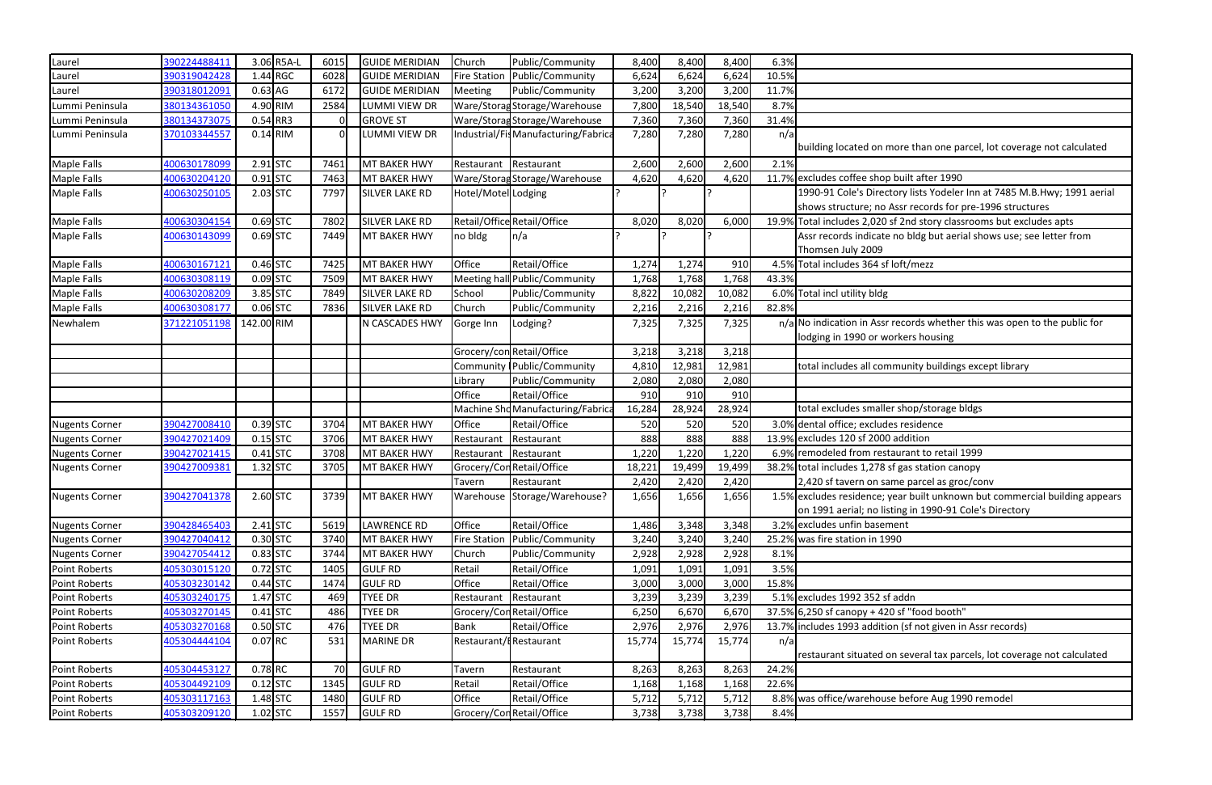| | | | | | | | | | | | | | |
|---|---|---|---|---|---|---|---|---|---|---|---|---|---|
| Laurel | 390224488411 | 3.06 | R5A-L | 6015 | GUIDE MERIDIAN | Church | Public/Community | 8,400 | 8,400 | 8,400 | 6.3% | |
| Laurel | 390319042428 | 1.44 | RGC | 6028 | GUIDE MERIDIAN | Fire Station | Public/Community | 6,624 | 6,624 | 6,624 | 10.5% | |
| Laurel | 390318012091 | 0.63 | AG | 6172 | GUIDE MERIDIAN | Meeting | Public/Community | 3,200 | 3,200 | 3,200 | 11.7% | |
| Lummi Peninsula | 380134361050 | 4.90 | RIM | 2584 | LUMMI VIEW DR | Ware/Storag | Storage/Warehouse | 7,800 | 18,540 | 18,540 | 8.7% | |
| Lummi Peninsula | 380134373075 | 0.54 | RR3 | 0 | GROVE ST | Ware/Storag | Storage/Warehouse | 7,360 | 7,360 | 7,360 | 31.4% | |
| Lummi Peninsula | 370103344557 | 0.14 | RIM | 0 | LUMMI VIEW DR | Industrial/Fi | Manufacturing/Fabrica | 7,280 | 7,280 | 7,280 | n/a | building located on more than one parcel, lot coverage not calculated |
| Maple Falls | 400630178099 | 2.91 | STC | 7461 | MT BAKER HWY | Restaurant | Restaurant | 2,600 | 2,600 | 2,600 | 2.1% | |
| Maple Falls | 400630204120 | 0.91 | STC | 7463 | MT BAKER HWY | Ware/Storag | Storage/Warehouse | 4,620 | 4,620 | 4,620 | 11.7% | excludes coffee shop built after 1990 |
| Maple Falls | 400630250105 | 2.03 | STC | 7797 | SILVER LAKE RD | Hotel/Motel | Lodging | ? | ? | ? | | 1990-91 Cole's Directory lists Yodeler Inn at 7485 M.B.Hwy; 1991 aerial shows structure; no Assr records for pre-1996 structures |
| Maple Falls | 400630304154 | 0.69 | STC | 7802 | SILVER LAKE RD | Retail/Office | Retail/Office | 8,020 | 8,020 | 6,000 | 19.9% | Total includes 2,020 sf 2nd story classrooms but excludes apts |
| Maple Falls | 400630143099 | 0.69 | STC | 7449 | MT BAKER HWY | no bldg | n/a | ? | ? | ? | | Assr records indicate no bldg but aerial shows use; see letter from Thomsen July 2009 |
| Maple Falls | 400630167121 | 0.46 | STC | 7425 | MT BAKER HWY | Office | Retail/Office | 1,274 | 1,274 | 910 | 4.5% | Total includes 364 sf loft/mezz |
| Maple Falls | 400630308119 | 0.09 | STC | 7509 | MT BAKER HWY | Meeting hall | Public/Community | 1,768 | 1,768 | 1,768 | 43.3% | |
| Maple Falls | 400630208209 | 3.85 | STC | 7849 | SILVER LAKE RD | School | Public/Community | 8,822 | 10,082 | 10,082 | 6.0% | Total incl utility bldg |
| Maple Falls | 400630308177 | 0.06 | STC | 7836 | SILVER LAKE RD | Church | Public/Community | 2,216 | 2,216 | 2,216 | 82.8% | |
| Newhalem | 371221051198 | 142.00 | RIM | | N CASCADES HWY | Gorge Inn | Lodging? | 7,325 | 7,325 | 7,325 | n/a | No indication in Assr records whether this was open to the public for lodging in 1990 or workers housing |
| | | | | | | Grocery/con | Retail/Office | 3,218 | 3,218 | 3,218 | | |
| | | | | | | Community | Public/Community | 4,810 | 12,981 | 12,981 | | total includes all community buildings except library |
| | | | | | | Library | Public/Community | 2,080 | 2,080 | 2,080 | | |
| | | | | | | Office | Retail/Office | 910 | 910 | 910 | | |
| | | | | | | Machine Sho | Manufacturing/Fabrica | 16,284 | 28,924 | 28,924 | | total excludes smaller shop/storage bldgs |
| Nugents Corner | 390427008410 | 0.39 | STC | 3704 | MT BAKER HWY | Office | Retail/Office | 520 | 520 | 520 | 3.0% | dental office; excludes residence |
| Nugents Corner | 390427021409 | 0.15 | STC | 3706 | MT BAKER HWY | Restaurant | Restaurant | 888 | 888 | 888 | 13.9% | excludes 120 sf 2000 addition |
| Nugents Corner | 390427021415 | 0.41 | STC | 3708 | MT BAKER HWY | Restaurant | Restaurant | 1,220 | 1,220 | 1,220 | 6.9% | remodeled from restaurant to retail 1999 |
| Nugents Corner | 390427009381 | 1.32 | STC | 3705 | MT BAKER HWY | Grocery/Con | Retail/Office | 18,221 | 19,499 | 19,499 | 38.2% | total includes 1,278 sf gas station canopy |
| | | | | | | Tavern | Restaurant | 2,420 | 2,420 | 2,420 | | 2,420 sf tavern on same parcel as groc/conv |
| Nugents Corner | 390427041378 | 2.60 | STC | 3739 | MT BAKER HWY | Warehouse | Storage/Warehouse? | 1,656 | 1,656 | 1,656 | 1.5% | excludes residence; year built unknown but commercial building appears on 1991 aerial; no listing in 1990-91 Cole's Directory |
| Nugents Corner | 390428465403 | 2.41 | STC | 5619 | LAWRENCE RD | Office | Retail/Office | 1,486 | 3,348 | 3,348 | 3.2% | excludes unfin basement |
| Nugents Corner | 390427040412 | 0.30 | STC | 3740 | MT BAKER HWY | Fire Station | Public/Community | 3,240 | 3,240 | 3,240 | 25.2% | was fire station in 1990 |
| Nugents Corner | 390427054412 | 0.83 | STC | 3744 | MT BAKER HWY | Church | Public/Community | 2,928 | 2,928 | 2,928 | 8.1% | |
| Point Roberts | 405303015120 | 0.72 | STC | 1405 | GULF RD | Retail | Retail/Office | 1,091 | 1,091 | 1,091 | 3.5% | |
| Point Roberts | 405303230142 | 0.44 | STC | 1474 | GULF RD | Office | Retail/Office | 3,000 | 3,000 | 3,000 | 15.8% | |
| Point Roberts | 405303240175 | 1.47 | STC | 469 | TYEE DR | Restaurant | Restaurant | 3,239 | 3,239 | 3,239 | 5.1% | excludes 1992 352 sf addn |
| Point Roberts | 405303270145 | 0.41 | STC | 486 | TYEE DR | Grocery/Con | Retail/Office | 6,250 | 6,670 | 6,670 | 37.5% | 6,250 sf canopy + 420 sf "food booth" |
| Point Roberts | 405303270168 | 0.50 | STC | 476 | TYEE DR | Bank | Retail/Office | 2,976 | 2,976 | 2,976 | 13.7% | includes 1993 addition (sf not given in Assr records) |
| Point Roberts | 405304444104 | 0.07 | RC | 531 | MARINE DR | Restaurant/I | Restaurant | 15,774 | 15,774 | 15,774 | n/a | restaurant situated on several tax parcels, lot coverage not calculated |
| Point Roberts | 405304453127 | 0.78 | RC | 70 | GULF RD | Tavern | Restaurant | 8,263 | 8,263 | 8,263 | 24.2% | |
| Point Roberts | 405304492109 | 0.12 | STC | 1345 | GULF RD | Retail | Retail/Office | 1,168 | 1,168 | 1,168 | 22.6% | |
| Point Roberts | 405303117163 | 1.48 | STC | 1480 | GULF RD | Office | Retail/Office | 5,712 | 5,712 | 5,712 | 8.8% | was office/warehouse before Aug 1990 remodel |
| Point Roberts | 405303209120 | 1.02 | STC | 1557 | GULF RD | Grocery/Con | Retail/Office | 3,738 | 3,738 | 3,738 | 8.4% | |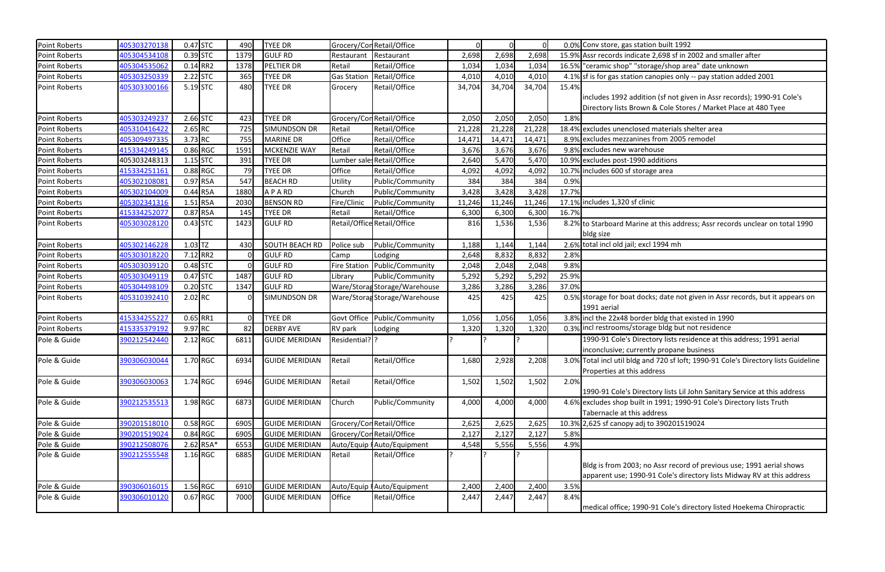| | | | | | | | | | | | | | |
|---|---|---|---|---|---|---|---|---|---|---|---|---|---|
| Point Roberts | 405303270138 | 0.47 | STC | 490 | TYEE DR | Grocery/Con | Retail/Office | 0 | 0 | 0 | 0.0% | Conv store, gas station built 1992 |
| Point Roberts | 405304534108 | 0.39 | STC | 1379 | GULF RD | Restaurant | Restaurant | 2,698 | 2,698 | 2,698 | 15.9% | Assr records indicate 2,698 sf in 2002 and smaller after |
| Point Roberts | 405304535062 | 0.14 | RR2 | 1378 | PELTIER DR | Retail | Retail/Office | 1,034 | 1,034 | 1,034 | 16.5% | "ceramic shop" "storage/shop area" date unknown |
| Point Roberts | 405303250339 | 2.22 | STC | 365 | TYEE DR | Gas Station | Retail/Office | 4,010 | 4,010 | 4,010 | 4.1% | sf is for gas station canopies only -- pay station added 2001 |
| Point Roberts | 405303300166 | 5.19 | STC | 480 | TYEE DR | Grocery | Retail/Office | 34,704 | 34,704 | 34,704 | 15.4% | includes 1992 addition (sf not given in Assr records); 1990-91 Cole's Directory lists Brown & Cole Stores / Market Place at 480 Tyee |
| Point Roberts | 405303249237 | 2.66 | STC | 423 | TYEE DR | Grocery/Con | Retail/Office | 2,050 | 2,050 | 2,050 | 1.8% | |
| Point Roberts | 405310416422 | 2.65 | RC | 725 | SIMUNDSON DR | Retail | Retail/Office | 21,228 | 21,228 | 21,228 | 18.4% | excludes unenclosed materials shelter area |
| Point Roberts | 405309497335 | 3.73 | RC | 755 | MARINE DR | Office | Retail/Office | 14,471 | 14,471 | 14,471 | 8.9% | excludes mezzanines from 2005 remodel |
| Point Roberts | 415334249145 | 0.86 | RGC | 1591 | MCKENZIE WAY | Retail | Retail/Office | 3,676 | 3,676 | 3,676 | 9.8% | excludes new warehouse |
| Point Roberts | 405303248313 | 1.15 | STC | 391 | TYEE DR | Lumber sales | Retail/Office | 2,640 | 5,470 | 5,470 | 10.9% | excludes post-1990 additions |
| Point Roberts | 415334251161 | 0.88 | RGC | 79 | TYEE DR | Office | Retail/Office | 4,092 | 4,092 | 4,092 | 10.7% | includes 600 sf storage area |
| Point Roberts | 405302108081 | 0.97 | R5A | 547 | BEACH RD | Utility | Public/Community | 384 | 384 | 384 | 0.9% | |
| Point Roberts | 405302104009 | 0.44 | R5A | 1880 | A P A RD | Church | Public/Community | 3,428 | 3,428 | 3,428 | 17.7% | |
| Point Roberts | 405302341316 | 1.51 | R5A | 2030 | BENSON RD | Fire/Clinic | Public/Community | 11,246 | 11,246 | 11,246 | 17.1% | includes 1,320 sf clinic |
| Point Roberts | 415334252077 | 0.87 | R5A | 145 | TYEE DR | Retail | Retail/Office | 6,300 | 6,300 | 6,300 | 16.7% | |
| Point Roberts | 405303028120 | 0.43 | STC | 1423 | GULF RD | Retail/Office | Retail/Office | 816 | 1,536 | 1,536 | 8.2% | to Starboard Marine at this address; Assr records unclear on total 1990 bldg size |
| Point Roberts | 405302146228 | 1.03 | TZ | 430 | SOUTH BEACH RD | Police sub | Public/Community | 1,188 | 1,144 | 1,144 | 2.6% | total incl old jail; excl 1994 mh |
| Point Roberts | 405303018220 | 7.12 | RR2 | 0 | GULF RD | Camp | Lodging | 2,648 | 8,832 | 8,832 | 2.8% | |
| Point Roberts | 405303039120 | 0.48 | STC | 0 | GULF RD | Fire Station | Public/Community | 2,048 | 2,048 | 2,048 | 9.8% | |
| Point Roberts | 405303049119 | 0.47 | STC | 1487 | GULF RD | Library | Public/Community | 5,292 | 5,292 | 5,292 | 25.9% | |
| Point Roberts | 405304498109 | 0.20 | STC | 1347 | GULF RD | Ware/Storag | Storage/Warehouse | 3,286 | 3,286 | 3,286 | 37.0% | |
| Point Roberts | 405310392410 | 2.02 | RC | 0 | SIMUNDSON DR | Ware/Storag | Storage/Warehouse | 425 | 425 | 425 | 0.5% | storage for boat docks; date not given in Assr records, but it appears on 1991 aerial |
| Point Roberts | 415334255227 | 0.65 | RR1 | 0 | TYEE DR | Govt Office | Public/Community | 1,056 | 1,056 | 1,056 | 3.8% | incl the 22x48 border bldg that existed in 1990 |
| Point Roberts | 415335379192 | 9.97 | RC | 82 | DERBY AVE | RV park | Lodging | 1,320 | 1,320 | 1,320 | 0.3% | incl restrooms/storage bldg but not residence |
| Pole & Guide | 390212542440 | 2.12 | RGC | 6811 | GUIDE MERIDIAN | Residential? | ? | ? | ? | ? | | 1990-91 Cole's Directory lists residence at this address; 1991 aerial inconclusive; currently propane business |
| Pole & Guide | 390306030044 | 1.70 | RGC | 6934 | GUIDE MERIDIAN | Retail | Retail/Office | 1,680 | 2,928 | 2,208 | 3.0% | Total incl util bldg and 720 sf loft; 1990-91 Cole's Directory lists Guideline Properties at this address |
| Pole & Guide | 390306030063 | 1.74 | RGC | 6946 | GUIDE MERIDIAN | Retail | Retail/Office | 1,502 | 1,502 | 1,502 | 2.0% | 1990-91 Cole's Directory lists Lil John Sanitary Service at this address |
| Pole & Guide | 390212535513 | 1.98 | RGC | 6873 | GUIDE MERIDIAN | Church | Public/Community | 4,000 | 4,000 | 4,000 | 4.6% | excludes shop built in 1991; 1990-91 Cole's Directory lists Truth Tabernacle at this address |
| Pole & Guide | 390201518010 | 0.58 | RGC | 6905 | GUIDE MERIDIAN | Grocery/Con | Retail/Office | 2,625 | 2,625 | 2,625 | 10.3% | 2,625 sf canopy adj to 390201519024 |
| Pole & Guide | 390201519024 | 0.84 | RGC | 6905 | GUIDE MERIDIAN | Grocery/Con | Retail/Office | 2,127 | 2,127 | 2,127 | 5.8% | |
| Pole & Guide | 390212508076 | 2.62 | R5A* | 6553 | GUIDE MERIDIAN | Auto/Equip | Auto/Equipment | 4,548 | 5,556 | 5,556 | 4.9% | |
| Pole & Guide | 390212555548 | 1.16 | RGC | 6885 | GUIDE MERIDIAN | Retail | Retail/Office | ? | ? | ? | | Bldg is from 2003; no Assr record of previous use; 1991 aerial shows apparent use; 1990-91 Cole's directory lists Midway RV at this address |
| Pole & Guide | 390306016015 | 1.56 | RGC | 6910 | GUIDE MERIDIAN | Auto/Equip | Auto/Equipment | 2,400 | 2,400 | 2,400 | 3.5% | |
| Pole & Guide | 390306010120 | 0.67 | RGC | 7000 | GUIDE MERIDIAN | Office | Retail/Office | 2,447 | 2,447 | 2,447 | 8.4% | medical office; 1990-91 Cole's directory listed Hoekema Chiropractic |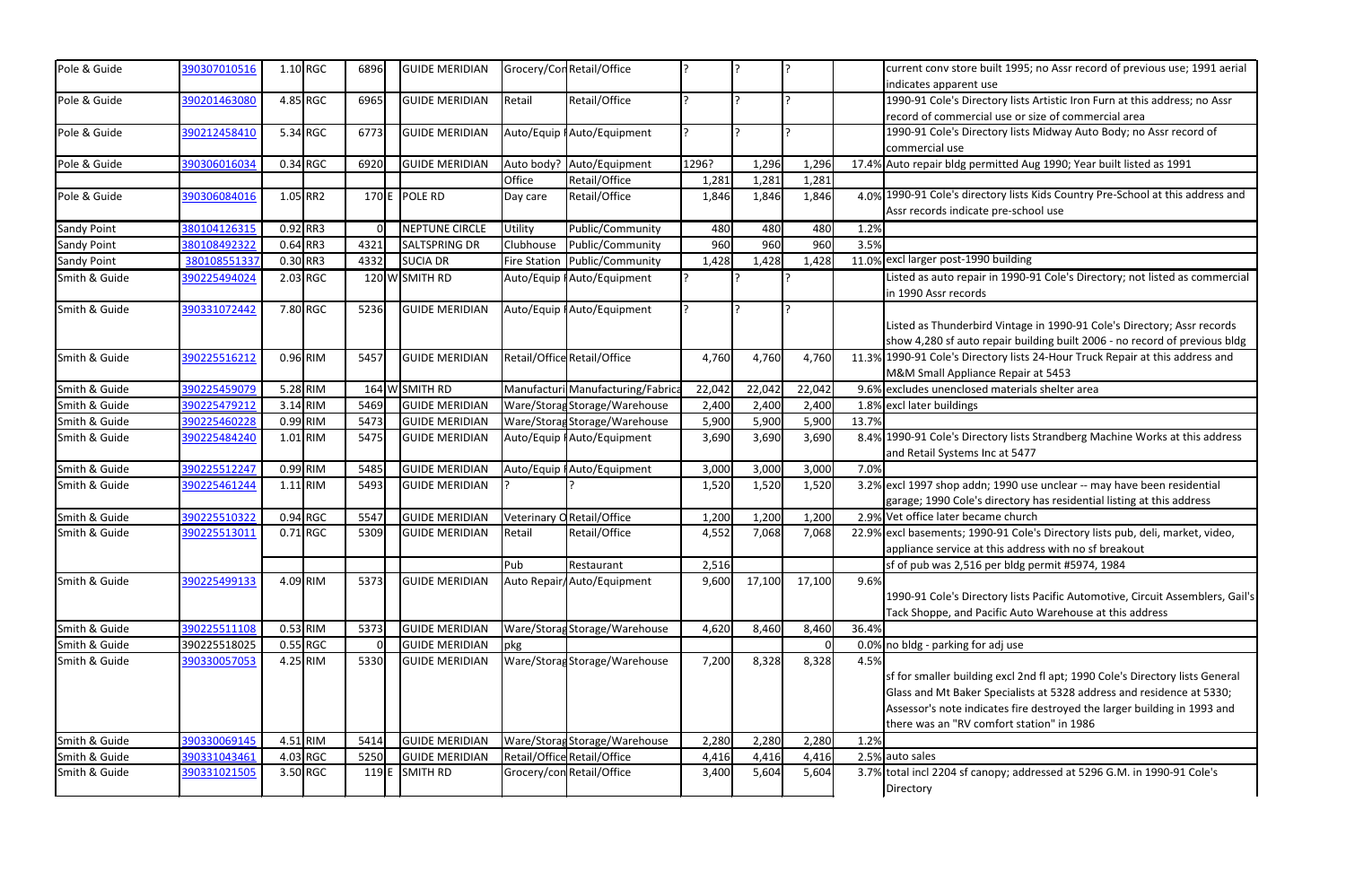| | | | | | | | | | | | | | | |
|---|---|---|---|---|---|---|---|---|---|---|---|---|---|---|
| Pole & Guide | 390307010516 | 1.10 | RGC | 6896 | | GUIDE MERIDIAN | Grocery/Con | Retail/Office | ? | ? | ? | | current conv store built 1995; no Assr record of previous use; 1991 aerial indicates apparent use |
| Pole & Guide | 390201463080 | 4.85 | RGC | 6965 | | GUIDE MERIDIAN | Retail | Retail/Office | ? | ? | ? | | 1990-91 Cole's Directory lists Artistic Iron Furn at this address; no Assr record of commercial use or size of commercial area |
| Pole & Guide | 390212458410 | 5.34 | RGC | 6773 | | GUIDE MERIDIAN | Auto/Equip | Auto/Equipment | ? | ? | ? | | 1990-91 Cole's Directory lists Midway Auto Body; no Assr record of commercial use |
| Pole & Guide | 390306016034 | 0.34 | RGC | 6920 | | GUIDE MERIDIAN | Auto body? | Auto/Equipment | 1296? | 1,296 | 1,296 | 17.4% | Auto repair bldg permitted Aug 1990; Year built listed as 1991 |
| | | | | | | | Office | Retail/Office | 1,281 | 1,281 | 1,281 | | |
| Pole & Guide | 390306084016 | 1.05 | RR2 | 170 | E | POLE RD | Day care | Retail/Office | 1,846 | 1,846 | 1,846 | 4.0% | 1990-91 Cole's directory lists Kids Country Pre-School at this address and Assr records indicate pre-school use |
| Sandy Point | 380104126315 | 0.92 | RR3 | 0 | | NEPTUNE CIRCLE | Utility | Public/Community | 480 | 480 | 480 | 1.2% | |
| Sandy Point | 380108492322 | 0.64 | RR3 | 4321 | | SALTSPRING DR | Clubhouse | Public/Community | 960 | 960 | 960 | 3.5% | |
| Sandy Point | 380108551337 | 0.30 | RR3 | 4332 | | SUCIA DR | Fire Station | Public/Community | 1,428 | 1,428 | 1,428 | 11.0% | excl larger post-1990 building |
| Smith & Guide | 390225494024 | 2.03 | RGC | 120 | W | SMITH RD | Auto/Equip | Auto/Equipment | ? | ? | ? | | Listed as auto repair in 1990-91 Cole's Directory; not listed as commercial in 1990 Assr records |
| Smith & Guide | 390331072442 | 7.80 | RGC | 5236 | | GUIDE MERIDIAN | Auto/Equip | Auto/Equipment | ? | ? | ? | | Listed as Thunderbird Vintage in 1990-91 Cole's Directory; Assr records show 4,280 sf auto repair building built 2006 - no record of previous bldg |
| Smith & Guide | 390225516212 | 0.96 | RIM | 5457 | | GUIDE MERIDIAN | Retail/Office | Retail/Office | 4,760 | 4,760 | 4,760 | 11.3% | 1990-91 Cole's Directory lists 24-Hour Truck Repair at this address and M&M Small Appliance Repair at 5453 |
| Smith & Guide | 390225459079 | 5.28 | RIM | 164 | W | SMITH RD | Manufacturi | Manufacturing/Fabrica | 22,042 | 22,042 | 22,042 | 9.6% | excludes unenclosed materials shelter area |
| Smith & Guide | 390225479212 | 3.14 | RIM | 5469 | | GUIDE MERIDIAN | Ware/Storag | Storage/Warehouse | 2,400 | 2,400 | 2,400 | 1.8% | excl later buildings |
| Smith & Guide | 390225460228 | 0.99 | RIM | 5473 | | GUIDE MERIDIAN | Ware/Storag | Storage/Warehouse | 5,900 | 5,900 | 5,900 | 13.7% | |
| Smith & Guide | 390225484240 | 1.01 | RIM | 5475 | | GUIDE MERIDIAN | Auto/Equip | Auto/Equipment | 3,690 | 3,690 | 3,690 | 8.4% | 1990-91 Cole's Directory lists Strandberg Machine Works at this address and Retail Systems Inc at 5477 |
| Smith & Guide | 390225512247 | 0.99 | RIM | 5485 | | GUIDE MERIDIAN | Auto/Equip | Auto/Equipment | 3,000 | 3,000 | 3,000 | 7.0% | |
| Smith & Guide | 390225461244 | 1.11 | RIM | 5493 | | GUIDE MERIDIAN | ? | ? | 1,520 | 1,520 | 1,520 | 3.2% | excl 1997 shop addn; 1990 use unclear -- may have been residential garage; 1990 Cole's directory has residential listing at this address |
| Smith & Guide | 390225510322 | 0.94 | RGC | 5547 | | GUIDE MERIDIAN | Veterinary O | Retail/Office | 1,200 | 1,200 | 1,200 | 2.9% | Vet office later became church |
| Smith & Guide | 390225513011 | 0.71 | RGC | 5309 | | GUIDE MERIDIAN | Retail | Retail/Office | 4,552 | 7,068 | 7,068 | 22.9% | excl basements; 1990-91 Cole's Directory lists pub, deli, market, video, appliance service at this address with no sf breakout |
| | | | | | | | Pub | Restaurant | 2,516 | | | | sf of pub was 2,516 per bldg permit #5974, 1984 |
| Smith & Guide | 390225499133 | 4.09 | RIM | 5373 | | GUIDE MERIDIAN | Auto Repair/ | Auto/Equipment | 9,600 | 17,100 | 17,100 | 9.6% | 1990-91 Cole's Directory lists Pacific Automotive, Circuit Assemblers, Gail's Tack Shoppe, and Pacific Auto Warehouse at this address |
| Smith & Guide | 390225511108 | 0.53 | RIM | 5373 | | GUIDE MERIDIAN | Ware/Storag | Storage/Warehouse | 4,620 | 8,460 | 8,460 | 36.4% | |
| Smith & Guide | 390225518025 | 0.55 | RGC | 0 | | GUIDE MERIDIAN | pkg | | | | 0 | 0.0% | no bldg - parking for adj use |
| Smith & Guide | 390330057053 | 4.25 | RIM | 5330 | | GUIDE MERIDIAN | Ware/Storag | Storage/Warehouse | 7,200 | 8,328 | 8,328 | 4.5% | sf for smaller building excl 2nd fl apt; 1990 Cole's Directory lists General Glass and Mt Baker Specialists at 5328 address and residence at 5330; Assessor's note indicates fire destroyed the larger building in 1993 and there was an "RV comfort station" in 1986 |
| Smith & Guide | 390330069145 | 4.51 | RIM | 5414 | | GUIDE MERIDIAN | Ware/Storag | Storage/Warehouse | 2,280 | 2,280 | 2,280 | 1.2% | |
| Smith & Guide | 390331043461 | 4.03 | RGC | 5250 | | GUIDE MERIDIAN | Retail/Office | Retail/Office | 4,416 | 4,416 | 4,416 | 2.5% | auto sales |
| Smith & Guide | 390331021505 | 3.50 | RGC | 119 | E | SMITH RD | Grocery/con | Retail/Office | 3,400 | 5,604 | 5,604 | 3.7% | total incl 2204 sf canopy; addressed at 5296 G.M. in 1990-91 Cole's Directory |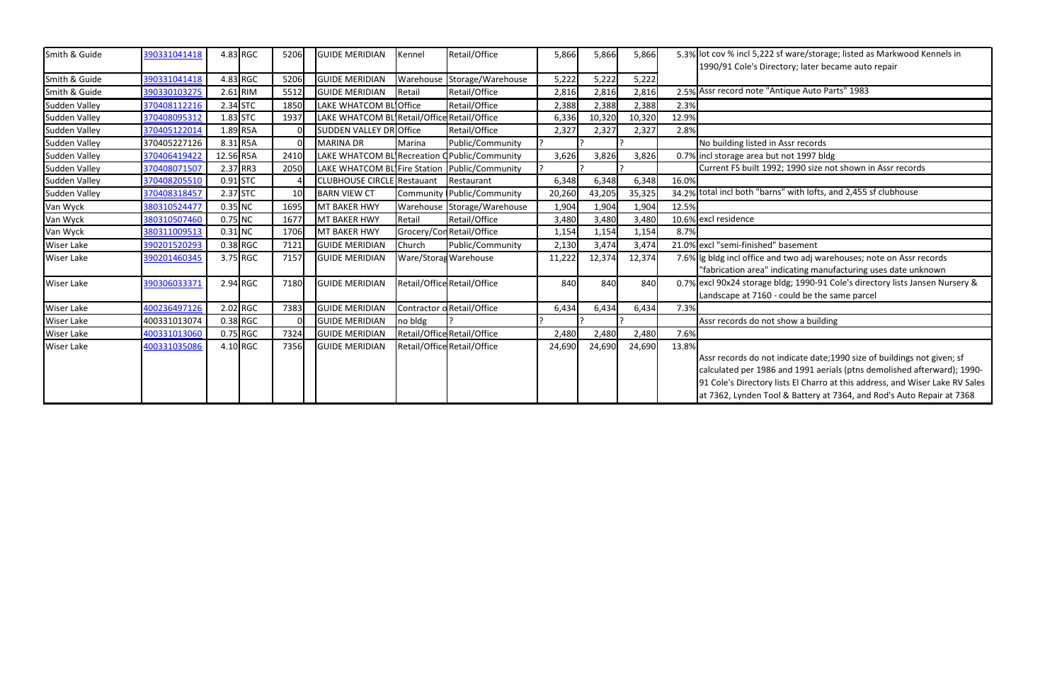| | | | | | | | | | | | | | |
|---|---|---|---|---|---|---|---|---|---|---|---|---|---|
| Smith & Guide | 390331041418 | 4.83 | RGC | 5206 | GUIDE MERIDIAN | Kennel | Retail/Office | 5,866 | 5,866 | 5,866 | 5.3% | lot cov % incl 5,222 sf ware/storage; listed as Markwood Kennels in 1990/91 Cole's Directory; later became auto repair |
| Smith & Guide | 390331041418 | 4.83 | RGC | 5206 | GUIDE MERIDIAN | Warehouse | Storage/Warehouse | 5,222 | 5,222 | 5,222 | | |
| Smith & Guide | 390330103275 | 2.61 | RIM | 5512 | GUIDE MERIDIAN | Retail | Retail/Office | 2,816 | 2,816 | 2,816 | 2.5% | Assr record note "Antique Auto Parts" 1983 |
| Sudden Valley | 370408112216 | 2.34 | STC | 1850 | LAKE WHATCOM BL | Office | Retail/Office | 2,388 | 2,388 | 2,388 | 2.3% | |
| Sudden Valley | 370408095312 | 1.83 | STC | 1937 | LAKE WHATCOM BL | Retail/Office | Retail/Office | 6,336 | 10,320 | 10,320 | 12.9% | |
| Sudden Valley | 370405122014 | 1.89 | R5A | 0 | SUDDEN VALLEY DR | Office | Retail/Office | 2,327 | 2,327 | 2,327 | 2.8% | |
| Sudden Valley | 370405227126 | 8.31 | R5A | 0 | MARINA DR | Marina | Public/Community | ? | ? | ? | | No building listed in Assr records |
| Sudden Valley | 370406419422 | 12.56 | R5A | 2410 | LAKE WHATCOM BL | Recreation C | Public/Community | 3,626 | 3,826 | 3,826 | 0.7% | incl storage area but not 1997 bldg |
| Sudden Valley | 370408071507 | 2.37 | RR3 | 2050 | LAKE WHATCOM BL | Fire Station | Public/Community | ? | ? | ? | | Current FS built 1992; 1990 size not shown in Assr records |
| Sudden Valley | 370408205510 | 0.91 | STC | 4 | CLUBHOUSE CIRCLE | Restauant | Restaurant | 6,348 | 6,348 | 6,348 | 16.0% | |
| Sudden Valley | 370408318457 | 2.37 | STC | 10 | BARN VIEW CT | Community | Public/Community | 20,260 | 43,205 | 35,325 | 34.2% | total incl both "barns" with lofts, and 2,455 sf clubhouse |
| Van Wyck | 380310524477 | 0.35 | NC | 1695 | MT BAKER HWY | Warehouse | Storage/Warehouse | 1,904 | 1,904 | 1,904 | 12.5% | |
| Van Wyck | 380310507460 | 0.75 | NC | 1677 | MT BAKER HWY | Retail | Retail/Office | 3,480 | 3,480 | 3,480 | 10.6% | excl residence |
| Van Wyck | 380311009513 | 0.31 | NC | 1706 | MT BAKER HWY | Grocery/Con | Retail/Office | 1,154 | 1,154 | 1,154 | 8.7% | |
| Wiser Lake | 390201520293 | 0.38 | RGC | 7121 | GUIDE MERIDIAN | Church | Public/Community | 2,130 | 3,474 | 3,474 | 21.0% | excl "semi-finished" basement |
| Wiser Lake | 390201460345 | 3.75 | RGC | 7157 | GUIDE MERIDIAN | Ware/Storag | Warehouse | 11,222 | 12,374 | 12,374 | 7.6% | lg bldg incl office and two adj warehouses; note on Assr records "fabrication area" indicating manufacturing uses date unknown |
| Wiser Lake | 390306033371 | 2.94 | RGC | 7180 | GUIDE MERIDIAN | Retail/Office | Retail/Office | 840 | 840 | 840 | 0.7% | excl 90x24 storage bldg; 1990-91 Cole's directory lists Jansen Nursery & Landscape at 7160 - could be the same parcel |
| Wiser Lake | 400236497126 | 2.02 | RGC | 7383 | GUIDE MERIDIAN | Contractor o | Retail/Office | 6,434 | 6,434 | 6,434 | 7.3% | |
| Wiser Lake | 400331013074 | 0.38 | RGC | 0 | GUIDE MERIDIAN | no bldg | ? | ? | ? | ? | | Assr records do not show a building |
| Wiser Lake | 400331013060 | 0.75 | RGC | 7324 | GUIDE MERIDIAN | Retail/Office | Retail/Office | 2,480 | 2,480 | 2,480 | 7.6% | |
| Wiser Lake | 400331035086 | 4.10 | RGC | 7356 | GUIDE MERIDIAN | Retail/Office | Retail/Office | 24,690 | 24,690 | 24,690 | 13.8% | Assr records do not indicate date;1990 size of buildings not given; sf calculated per 1986 and 1991 aerials (ptns demolished afterward); 1990-91 Cole's Directory lists El Charro at this address, and Wiser Lake RV Sales at 7362, Lynden Tool & Battery at 7364, and Rod's Auto Repair at 7368 |